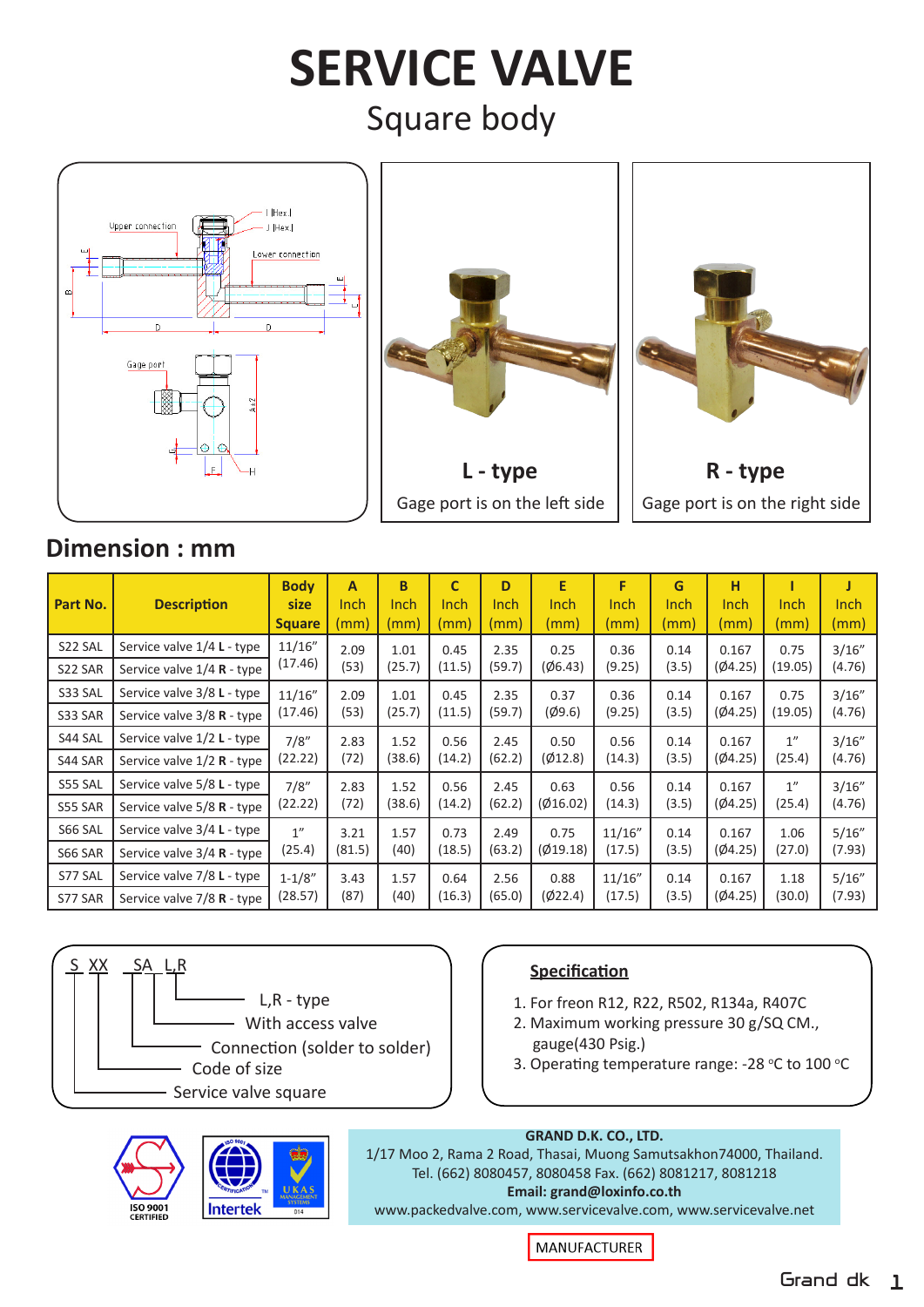# SERVICE VALVE

## Square body

**L - type**

Gage port is on the left side

**R - type**

Gage port is on the right side

## Dimension : mm

| Part No. | Description | Body size Square | A Inch (mm) | B Inch (mm) | C Inch (mm) | D Inch (mm) | E Inch (mm) | F Inch (mm) | G Inch (mm) | H Inch (mm) | I Inch (mm) | J Inch (mm) |
|---|---|---|---|---|---|---|---|---|---|---|---|---|
| S22 SAL | Service valve 1/4 **L** - type | 11/16" (17.46) | 2.09 (53) | 1.01 (25.7) | 0.45 (11.5) | 2.35 (59.7) | 0.25 (Ø6.43) | 0.36 (9.25) | 0.14 (3.5) | 0.167 (Ø4.25) | 0.75 (19.05) | 3/16" (4.76) |
| S22 SAR | Service valve 1/4 **R** - type | | | | | | | | | | | |
| S33 SAL | Service valve 3/8 **L** - type | 11/16" (17.46) | 2.09 (53) | 1.01 (25.7) | 0.45 (11.5) | 2.35 (59.7) | 0.37 (Ø9.6) | 0.36 (9.25) | 0.14 (3.5) | 0.167 (Ø4.25) | 0.75 (19.05) | 3/16" (4.76) |
| S33 SAR | Service valve 3/8 **R** - type | | | | | | | | | | | |
| S44 SAL | Service valve 1/2 **L** - type | 7/8" (22.22) | 2.83 (72) | 1.52 (38.6) | 0.56 (14.2) | 2.45 (62.2) | 0.50 (Ø12.8) | 0.56 (14.3) | 0.14 (3.5) | 0.167 (Ø4.25) | 1" (25.4) | 3/16" (4.76) |
| S44 SAR | Service valve 1/2 **R** - type | | | | | | | | | | | |
| S55 SAL | Service valve 5/8 **L** - type | 7/8" (22.22) | 2.83 (72) | 1.52 (38.6) | 0.56 (14.2) | 2.45 (62.2) | 0.63 (Ø16.02) | 0.56 (14.3) | 0.14 (3.5) | 0.167 (Ø4.25) | 1" (25.4) | 3/16" (4.76) |
| S55 SAR | Service valve 5/8 **R** - type | | | | | | | | | | | |
| S66 SAL | Service valve 3/4 **L** - type | 1" (25.4) | 3.21 (81.5) | 1.57 (40) | 0.73 (18.5) | 2.49 (63.2) | 0.75 (Ø19.18) | 11/16" (17.5) | 0.14 (3.5) | 0.167 (Ø4.25) | 1.06 (27.0) | 5/16" (7.93) |
| S66 SAR | Service valve 3/4 **R** - type | | | | | | | | | | | |
| S77 SAL | Service valve 7/8 **L** - type | 1-1/8" (28.57) | 3.43 (87) | 1.57 (40) | 0.64 (16.3) | 2.56 (65.0) | 0.88 (Ø22.4) | 11/16" (17.5) | 0.14 (3.5) | 0.167 (Ø4.25) | 1.18 (30.0) | 5/16" (7.93) |
| S77 SAR | Service valve 7/8 **R** - type | | | | | | | | | | | |

S XX SA L,R

- L,R - type
- With access valve
- Connection (solder to solder)
- Code of size
- Service valve square

**Specification**

1. For freon R12, R22, R502, R134a, R407C
2. Maximum working pressure 30 g/SQ CM., gauge(430 Psig.)
3. Operating temperature range: -28 °C to 100 °C

**GRAND D.K. CO., LTD.**
1/17 Moo 2, Rama 2 Road, Thasai, Muong Samutsakhon74000, Thailand.
Tel. (662) 8080457, 8080458 Fax. (662) 8081217, 8081218
**Email: grand@loxinfo.co.th**
www.packedvalve.com, www.servicevalve.com, www.servicevalve.net

MANUFACTURER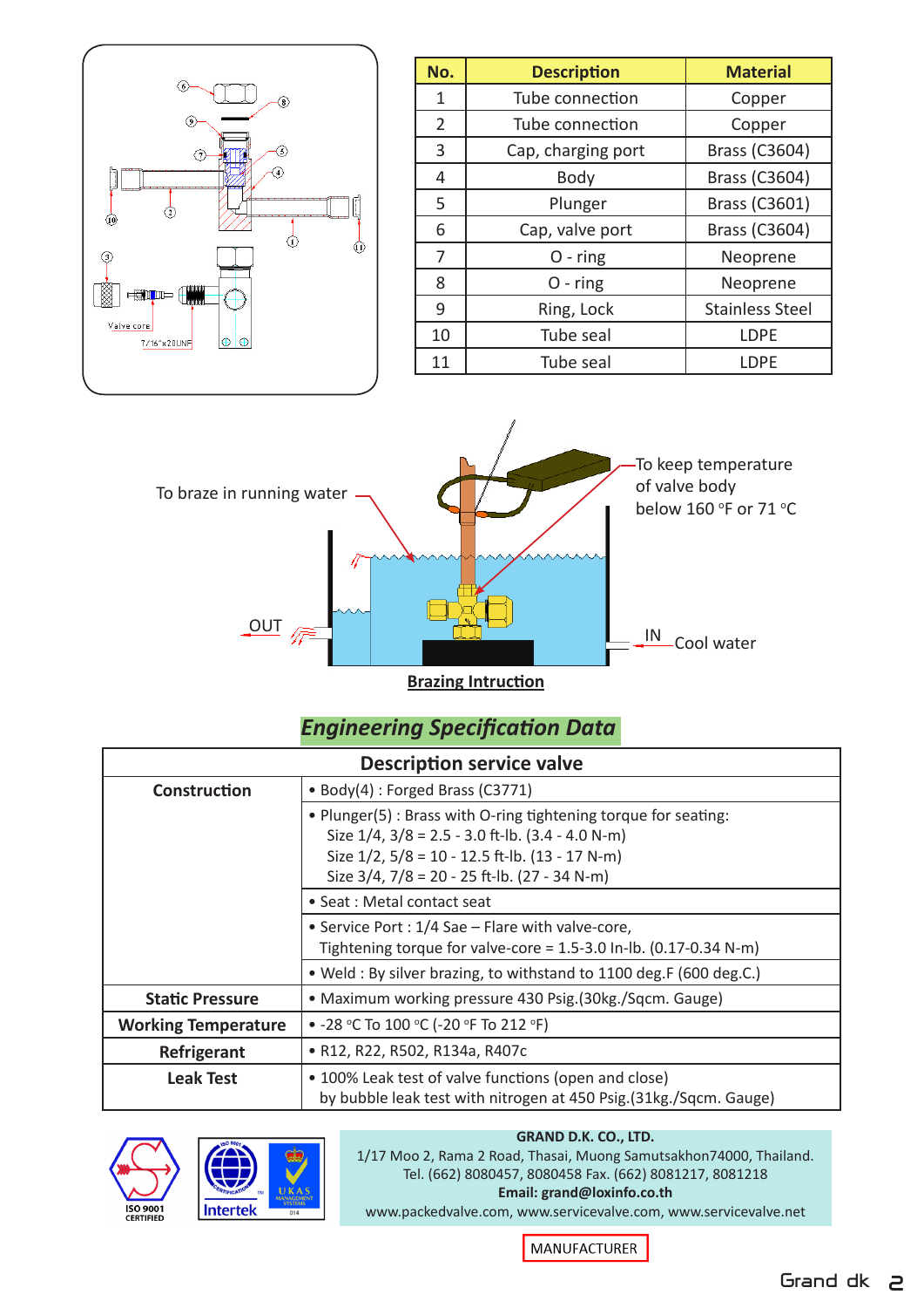| No. | Description | Material |
|---|---|---|
| 1 | Tube connection | Copper |
| 2 | Tube connection | Copper |
| 3 | Cap, charging port | Brass (C3604) |
| 4 | Body | Brass (C3604) |
| 5 | Plunger | Brass (C3601) |
| 6 | Cap, valve port | Brass (C3604) |
| 7 | O - ring | Neoprene |
| 8 | O - ring | Neoprene |
| 9 | Ring, Lock | Stainless Steel |
| 10 | Tube seal | LDPE |
| 11 | Tube seal | LDPE |

Valve core

7/16"x20UNF

To braze in running water

To keep temperature of valve body below 160 °F or 71 °C

OUT

IN

Cool water

**Brazing Intruction**

## *Engineering Specification Data*

| Description service valve | |
|---|---|
| **Construction** | • Body(4) : Forged Brass (C3771) |
| | • Plunger(5) : Brass with O-ring tightening torque for seating:<br>Size 1/4, 3/8 = 2.5 - 3.0 ft-lb. (3.4 - 4.0 N-m)<br>Size 1/2, 5/8 = 10 - 12.5 ft-lb. (13 - 17 N-m)<br>Size 3/4, 7/8 = 20 - 25 ft-lb. (27 - 34 N-m) |
| | • Seat : Metal contact seat |
| | • Service Port : 1/4 Sae – Flare with valve-core,<br>Tightening torque for valve-core = 1.5-3.0 In-lb. (0.17-0.34 N-m) |
| | • Weld : By silver brazing, to withstand to 1100 deg.F (600 deg.C.) |
| **Static Pressure** | • Maximum working pressure 430 Psig.(30kg./Sqcm. Gauge) |
| **Working Temperature** | • -28 °C To 100 °C (-20 °F To 212 °F) |
| **Refrigerant** | • R12, R22, R502, R134a, R407c |
| **Leak Test** | • 100% Leak test of valve functions (open and close)<br>by bubble leak test with nitrogen at 450 Psig.(31kg./Sqcm. Gauge) |

ISO 9001 CERTIFIED

Intertek

UKAS MANAGEMENT SYSTEMS 014

**GRAND D.K. CO., LTD.**
1/17 Moo 2, Rama 2 Road, Thasai, Muong Samutsakhon74000, Thailand.
Tel. (662) 8080457, 8080458 Fax. (662) 8081217, 8081218
**Email: grand@loxinfo.co.th**
www.packedvalve.com, www.servicevalve.com, www.servicevalve.net

MANUFACTURER

Grand dk